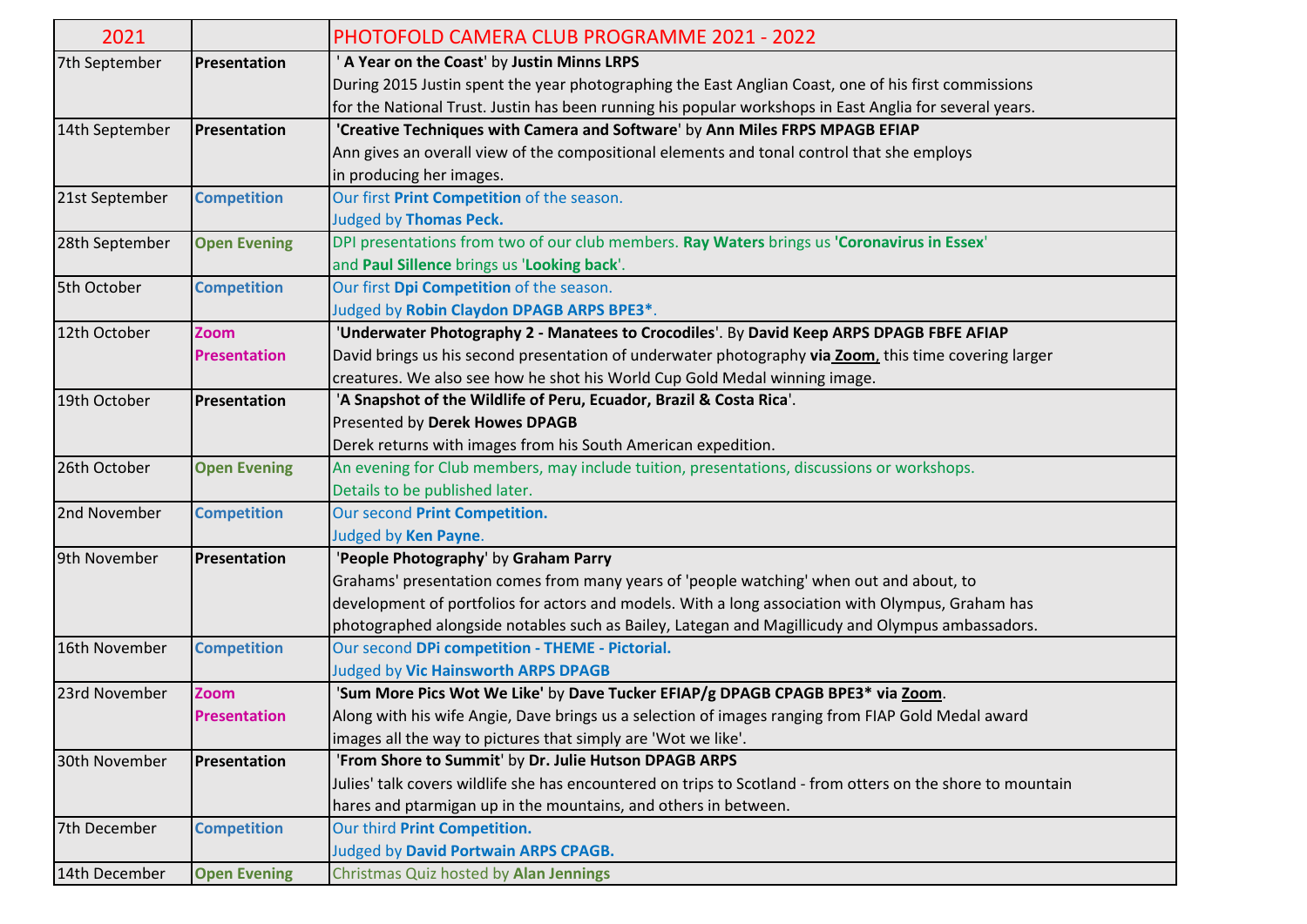| 2021 | | PHOTOFOLD CAMERA CLUB PROGRAMME 2021 - 2022 |
|---|---|---|
| 7th September | **Presentation** | ' **A Year on the Coast**' by **Justin Minns LRPS**<br>During 2015 Justin spent the year photographing the East Anglian Coast, one of his first commissions for the National Trust. Justin has been running his popular workshops in East Anglia for several years. |
| 14th September | **Presentation** | '**Creative Techniques with Camera and Software**' by **Ann Miles FRPS MPAGB EFIAP**<br>Ann gives an overall view of the compositional elements and tonal control that she employs in producing her images. |
| 21st September | **Competition** | Our first **Print Competition** of the season.<br>Judged by **Thomas Peck.** |
| 28th September | **Open Evening** | DPI presentations from two of our club members. **Ray Waters** brings us '**Coronavirus in Essex**' and **Paul Sillence** brings us '**Looking back**'. |
| 5th October | **Competition** | Our first **Dpi Competition** of the season.<br>Judged by **Robin Claydon DPAGB ARPS BPE3***. |
| 12th October | **Zoom Presentation** | '**Underwater Photography 2 - Manatees to Crocodiles**'. By **David Keep ARPS DPAGB FBFE AFIAP**<br>David brings us his second presentation of underwater photography **via Zoom,** this time covering larger creatures. We also see how he shot his World Cup Gold Medal winning image. |
| 19th October | **Presentation** | '**A Snapshot of the Wildlife of Peru, Ecuador, Brazil & Costa Rica**'.<br>Presented by **Derek Howes DPAGB**<br>Derek returns with images from his South American expedition. |
| 26th October | **Open Evening** | An evening for Club members, may include tuition, presentations, discussions or workshops.<br>Details to be published later. |
| 2nd November | **Competition** | Our second **Print Competition.**<br>Judged by **Ken Payne**. |
| 9th November | **Presentation** | '**People Photography**' by **Graham Parry**<br>Grahams' presentation comes from many years of 'people watching' when out and about, to development of portfolios for actors and models. With a long association with Olympus, Graham has photographed alongside notables such as Bailey, Lategan and Magillicudy and Olympus ambassadors. |
| 16th November | **Competition** | Our second **DPi competition - THEME - Pictorial.**<br>Judged by **Vic Hainsworth ARPS DPAGB** |
| 23rd November | **Zoom Presentation** | '**Sum More Pics Wot We Like**' by **Dave Tucker EFIAP/g DPAGB CPAGB BPE3* via Zoom**.<br>Along with his wife Angie, Dave brings us a selection of images ranging from FIAP Gold Medal award images all the way to pictures that simply are 'Wot we like'. |
| 30th November | **Presentation** | '**From Shore to Summit**' by **Dr. Julie Hutson DPAGB ARPS**<br>Julies' talk covers wildlife she has encountered on trips to Scotland - from otters on the shore to mountain hares and ptarmigan up in the mountains, and others in between. |
| 7th December | **Competition** | Our third **Print Competition.**<br>Judged by **David Portwain ARPS CPAGB.** |
| 14th December | **Open Evening** | Christmas Quiz hosted by **Alan Jennings** |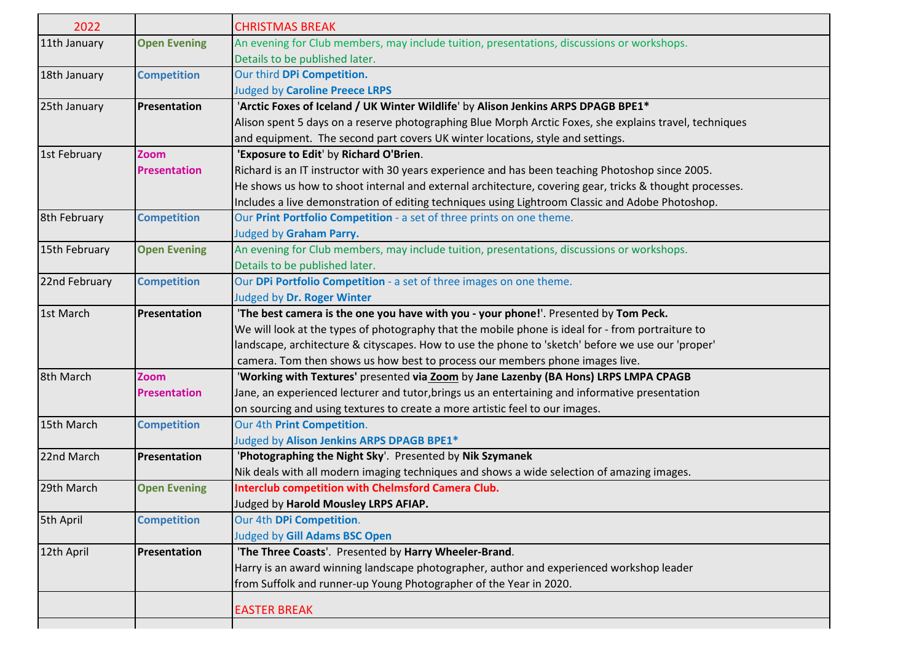| 2022 | | CHRISTMAS BREAK |
|---|---|---|
| 11th January | **Open Evening** | An evening for Club members, may include tuition, presentations, discussions or workshops. Details to be published later. |
| 18th January | **Competition** | Our third **DPi Competition.** Judged by **Caroline Preece LRPS** |
| 25th January | **Presentation** | '**Arctic Foxes of Iceland / UK Winter Wildlife**' by **Alison Jenkins ARPS DPAGB BPE1*** Alison spent 5 days on a reserve photographing Blue Morph Arctic Foxes, she explains travel, techniques and equipment. The second part covers UK winter locations, style and settings. |
| 1st February | **Zoom Presentation** | '**Exposure to Edit**' by **Richard O'Brien**. Richard is an IT instructor with 30 years experience and has been teaching Photoshop since 2005. He shows us how to shoot internal and external architecture, covering gear, tricks & thought processes. Includes a live demonstration of editing techniques using Lightroom Classic and Adobe Photoshop. |
| 8th February | **Competition** | Our **Print Portfolio Competition** - a set of three prints on one theme. Judged by **Graham Parry.** |
| 15th February | **Open Evening** | An evening for Club members, may include tuition, presentations, discussions or workshops. Details to be published later. |
| 22nd February | **Competition** | Our **DPi Portfolio Competition** - a set of three images on one theme. Judged by **Dr. Roger Winter** |
| 1st March | **Presentation** | '**The best camera is the one you have with you - your phone!**'. Presented by **Tom Peck.** We will look at the types of photography that the mobile phone is ideal for - from portraiture to landscape, architecture & cityscapes. How to use the phone to 'sketch' before we use our 'proper' camera. Tom then shows us how best to process our members phone images live. |
| 8th March | **Zoom Presentation** | '**Working with Textures**' presented **via Zoom** by **Jane Lazenby (BA Hons) LRPS LMPA CPAGB** Jane, an experienced lecturer and tutor,brings us an entertaining and informative presentation on sourcing and using textures to create a more artistic feel to our images. |
| 15th March | **Competition** | Our 4th **Print Competition**. Judged by **Alison Jenkins ARPS DPAGB BPE1*** |
| 22nd March | **Presentation** | '**Photographing the Night Sky**'. Presented by **Nik Szymanek** Nik deals with all modern imaging techniques and shows a wide selection of amazing images. |
| 29th March | **Open Evening** | **Interclub competition with Chelmsford Camera Club.** Judged by **Harold Mousley LRPS AFIAP.** |
| 5th April | **Competition** | Our 4th **DPi Competition**. Judged by **Gill Adams BSC Open** |
| 12th April | **Presentation** | '**The Three Coasts**'. Presented by **Harry Wheeler-Brand**. Harry is an award winning landscape photographer, author and experienced workshop leader from Suffolk and runner-up Young Photographer of the Year in 2020. |
| | | EASTER BREAK |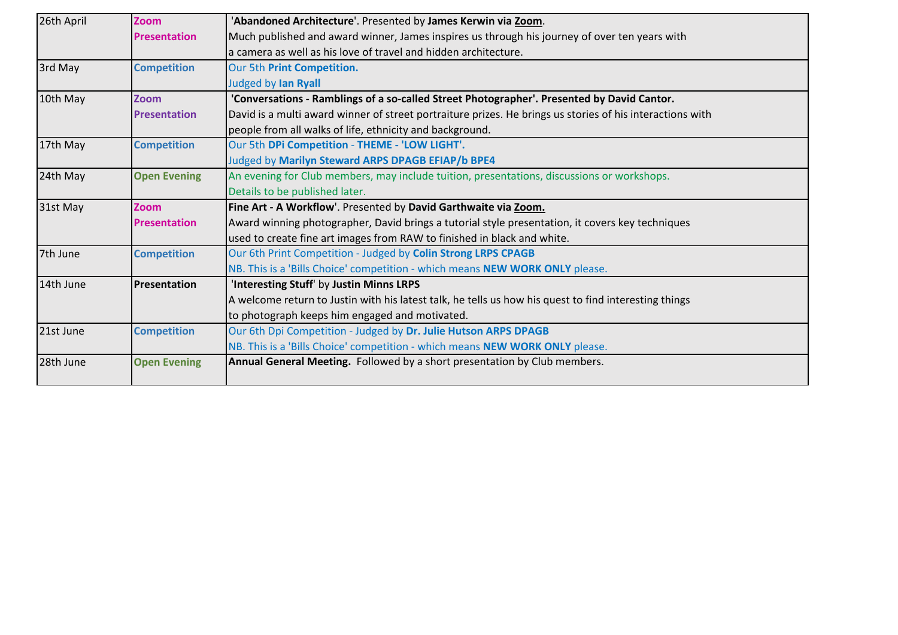| | | |
|---|---|---|
| 26th April | **Zoom Presentation** | '**Abandoned Architecture**'. Presented by **James Kerwin via Zoom**. Much published and award winner, James inspires us through his journey of over ten years with a camera as well as his love of travel and hidden architecture. |
| 3rd May | **Competition** | Our 5th **Print Competition.** Judged by **Ian Ryall** |
| 10th May | **Zoom Presentation** | **'Conversations - Ramblings of a so-called Street Photographer'. Presented by David Cantor.** David is a multi award winner of street portraiture prizes. He brings us stories of his interactions with people from all walks of life, ethnicity and background. |
| 17th May | **Competition** | Our 5th **DPi Competition** - **THEME - 'LOW LIGHT'.** Judged by **Marilyn Steward ARPS DPAGB EFIAP/b BPE4** |
| 24th May | **Open Evening** | An evening for Club members, may include tuition, presentations, discussions or workshops. Details to be published later. |
| 31st May | **Zoom Presentation** | **Fine Art - A Workflow**'. Presented by **David Garthwaite via Zoom.** Award winning photographer, David brings a tutorial style presentation, it covers key techniques used to create fine art images from RAW to finished in black and white. |
| 7th June | **Competition** | Our 6th Print Competition - Judged by **Colin Strong LRPS CPAGB** NB. This is a 'Bills Choice' competition - which means **NEW WORK ONLY** please. |
| 14th June | **Presentation** | '**Interesting Stuff**' by **Justin Minns LRPS** A welcome return to Justin with his latest talk, he tells us how his quest to find interesting things to photograph keeps him engaged and motivated. |
| 21st June | **Competition** | Our 6th Dpi Competition - Judged by **Dr. Julie Hutson ARPS DPAGB** NB. This is a 'Bills Choice' competition - which means **NEW WORK ONLY** please. |
| 28th June | **Open Evening** | **Annual General Meeting.** Followed by a short presentation by Club members. |